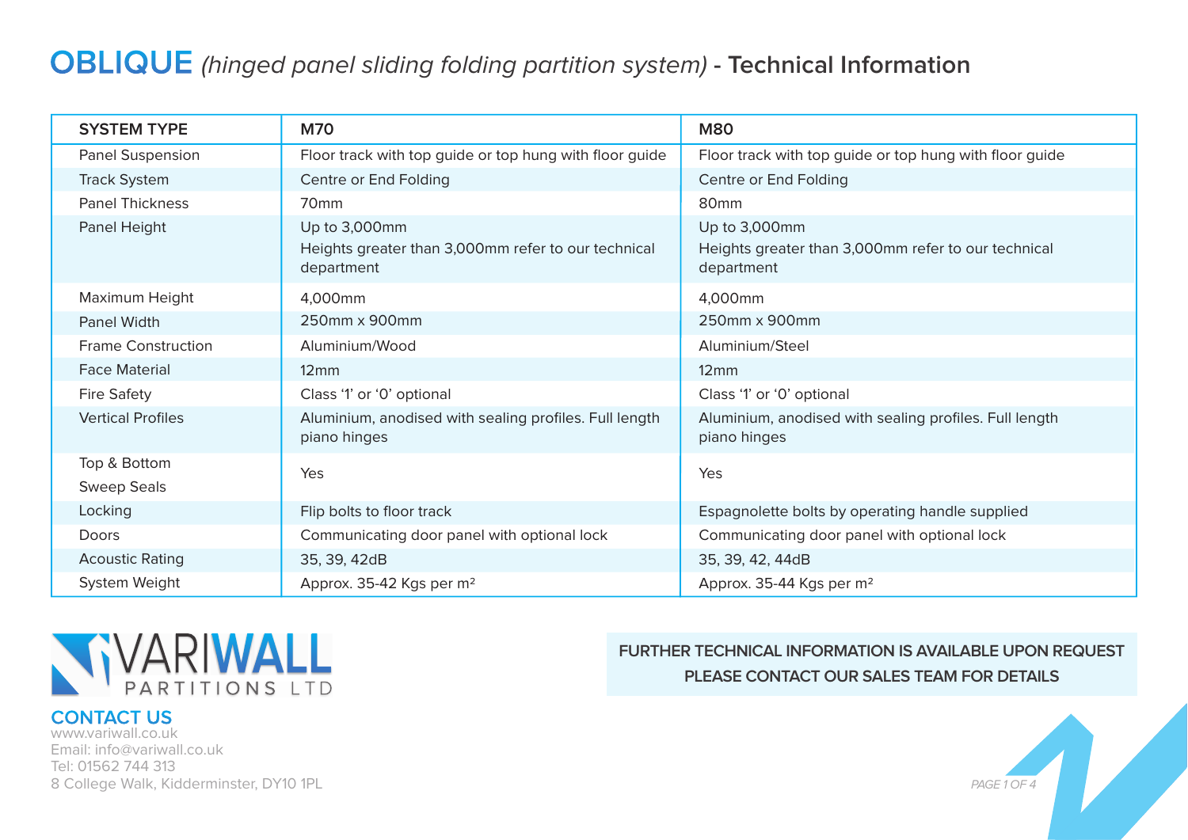# **OBLIQUE** *(hinged panel sliding folding partition system)* - Technical Information

| SYSTEM TYPE | M70 | M80 |
|---|---|---|
| Panel Suspension | Floor track with top guide or top hung with floor guide | Floor track with top guide or top hung with floor guide |
| Track System | Centre or End Folding | Centre or End Folding |
| Panel Thickness | 70mm | 80mm |
| Panel Height | Up to 3,000mm<br>Heights greater than 3,000mm refer to our technical department | Up to 3,000mm<br>Heights greater than 3,000mm refer to our technical department |
| Maximum Height | 4,000mm | 4,000mm |
| Panel Width | 250mm x 900mm | 250mm x 900mm |
| Frame Construction | Aluminium/Wood | Aluminium/Steel |
| Face Material | 12mm | 12mm |
| Fire Safety | Class '1' or '0' optional | Class '1' or '0' optional |
| Vertical Profiles | Aluminium, anodised with sealing profiles. Full length piano hinges | Aluminium, anodised with sealing profiles. Full length piano hinges |
| Top & Bottom Sweep Seals | Yes | Yes |
| Locking | Flip bolts to floor track | Espagnolette bolts by operating handle supplied |
| Doors | Communicating door panel with optional lock | Communicating door panel with optional lock |
| Acoustic Rating | 35, 39, 42dB | 35, 39, 42, 44dB |
| System Weight | Approx. 35-42 Kgs per m$^2$ | Approx. 35-44 Kgs per m$^2$ |

VARIWALL PARTITIONS LTD

**FURTHER TECHNICAL INFORMATION IS AVAILABLE UPON REQUEST**
**PLEASE CONTACT OUR SALES TEAM FOR DETAILS**

## CONTACT US

www.variwall.co.uk
Email: info@variwall.co.uk
Tel: 01562 744 313
8 College Walk, Kidderminster, DY10 1PL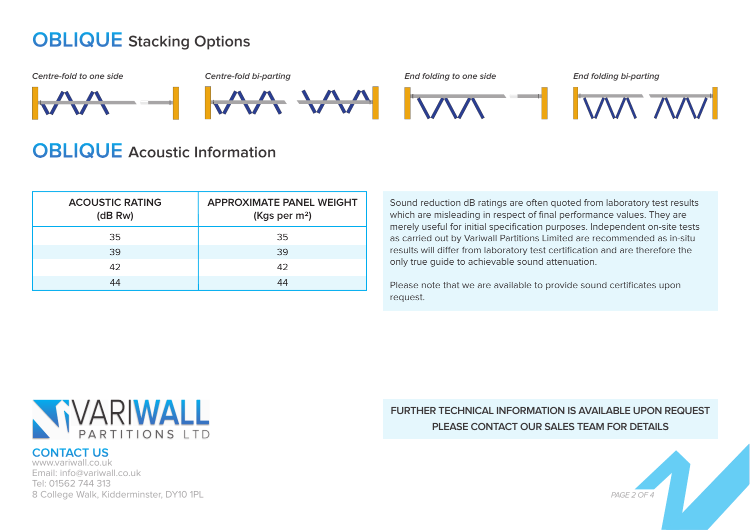# OBLIQUE Stacking Options

*Centre-fold to one side*

*Centre-fold bi-parting*

*End folding to one side*

*End folding bi-parting*

# OBLIQUE Acoustic Information

| ACOUSTIC RATING (dB Rw) | APPROXIMATE PANEL WEIGHT (Kgs per m²) |
|---|---|
| 35 | 35 |
| 39 | 39 |
| 42 | 42 |
| 44 | 44 |

Sound reduction dB ratings are often quoted from laboratory test results which are misleading in respect of final performance values. They are merely useful for initial specification purposes. Independent on-site tests as carried out by Variwall Partitions Limited are recommended as in-situ results will differ from laboratory test certification and are therefore the only true guide to achievable sound attenuation.

Please note that we are available to provide sound certificates upon request.

VARIWALL PARTITIONS LTD

**CONTACT US**

www.variwall.co.uk
Email: info@variwall.co.uk
Tel: 01562 744 313
8 College Walk, Kidderminster, DY10 1PL

**FURTHER TECHNICAL INFORMATION IS AVAILABLE UPON REQUEST
PLEASE CONTACT OUR SALES TEAM FOR DETAILS**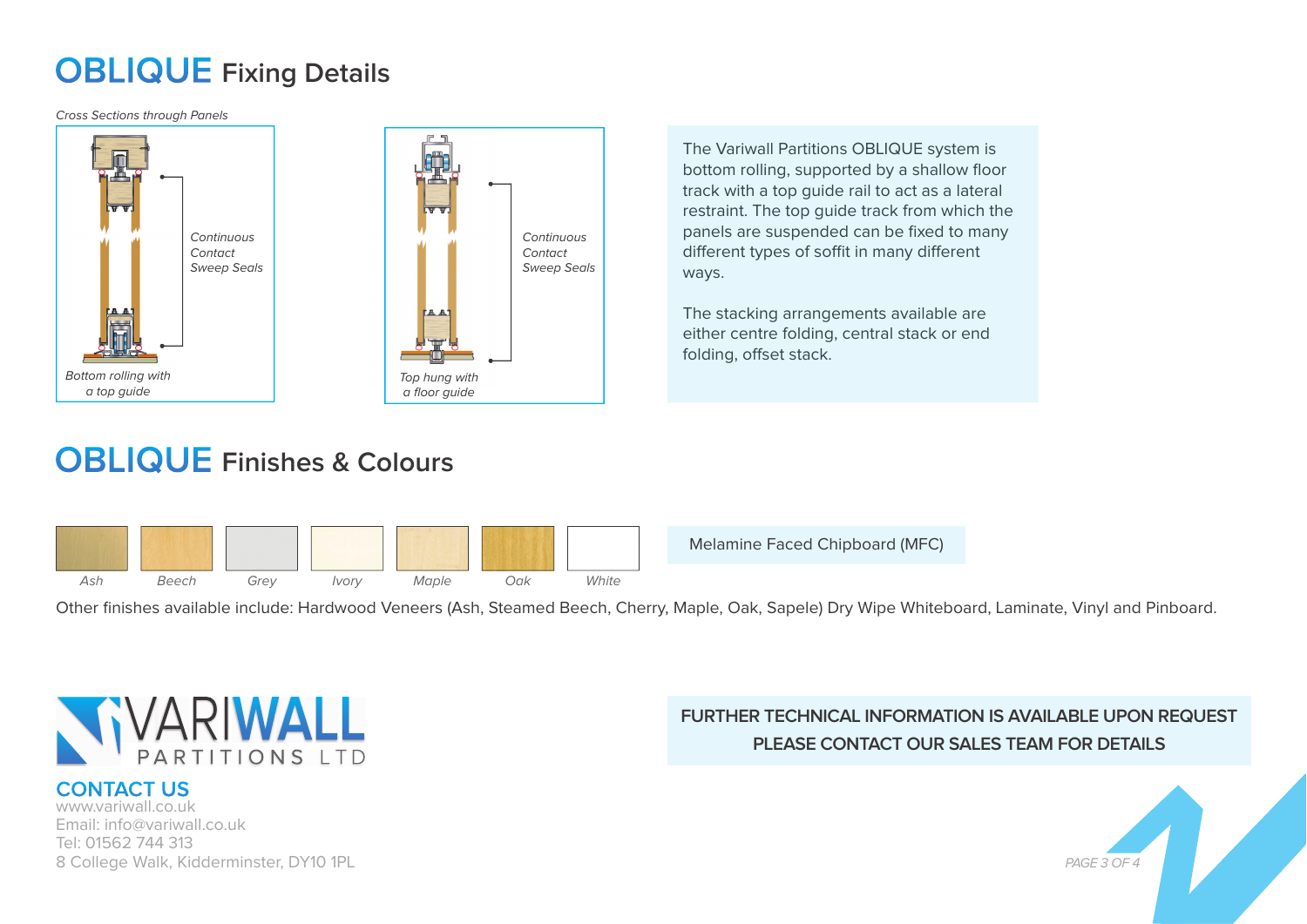# OBLIQUE Fixing Details

*Cross Sections through Panels*

*Continuous Contact Sweep Seals*

*Bottom rolling with a top guide*

*Continuous Contact Sweep Seals*

*Top hung with a floor guide*

The Variwall Partitions OBLIQUE system is bottom rolling, supported by a shallow floor track with a top guide rail to act as a lateral restraint. The top guide track from which the panels are suspended can be fixed to many different types of soffit in many different ways.

The stacking arrangements available are either centre folding, central stack or end folding, offset stack.

# OBLIQUE Finishes & Colours

*Ash* *Beech* *Grey* *Ivory* *Maple* *Oak* *White*

Melamine Faced Chipboard (MFC)

Other finishes available include: Hardwood Veneers (Ash, Steamed Beech, Cherry, Maple, Oak, Sapele) Dry Wipe Whiteboard, Laminate, Vinyl and Pinboard.

VARIWALL PARTITIONS LTD

**CONTACT US**
www.variwall.co.uk
Email: info@variwall.co.uk
Tel: 01562 744 313
8 College Walk, Kidderminster, DY10 1PL

**FURTHER TECHNICAL INFORMATION IS AVAILABLE UPON REQUEST**
**PLEASE CONTACT OUR SALES TEAM FOR DETAILS**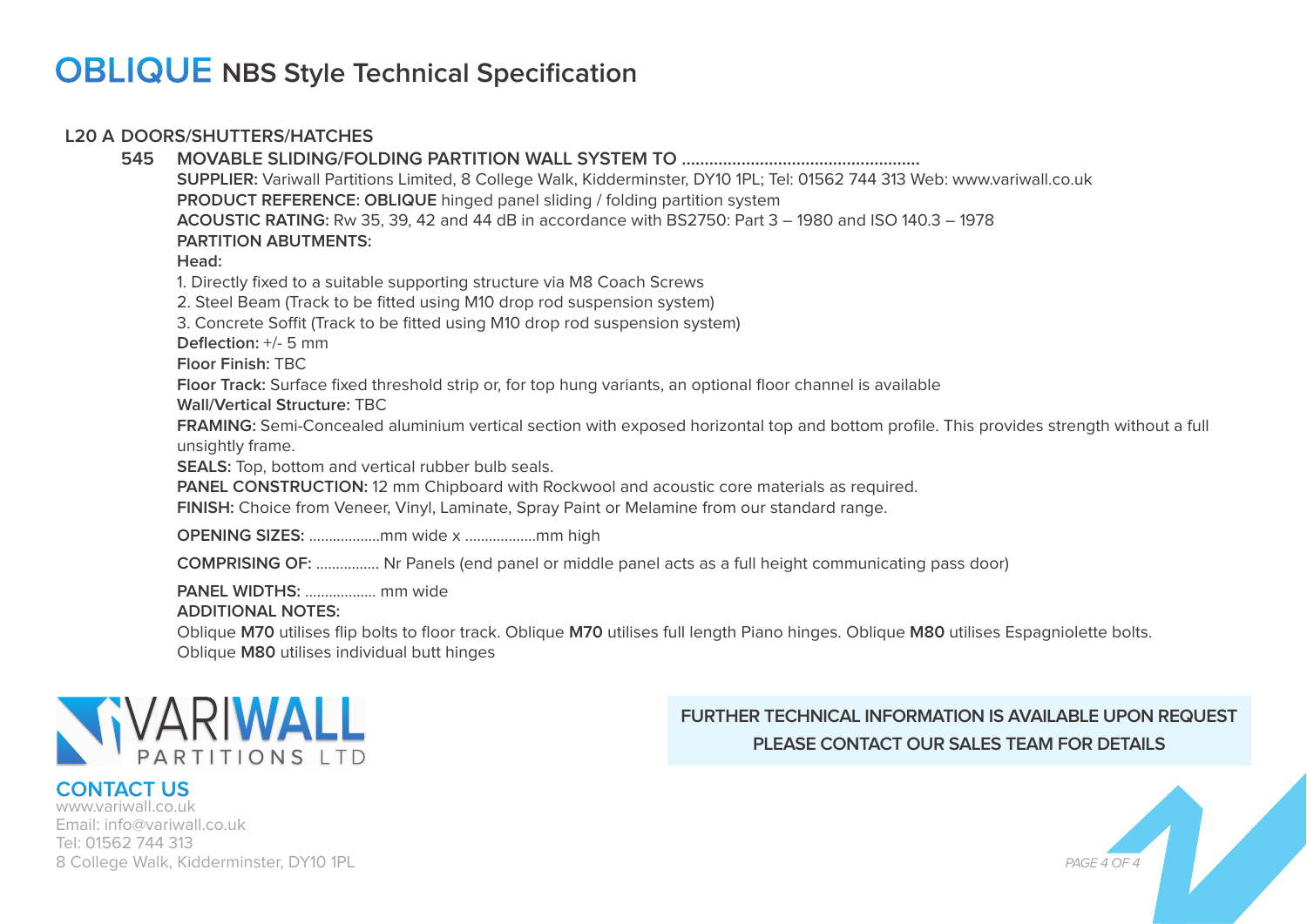# OBLIQUE NBS Style Technical Specification

**L20 A DOORS/SHUTTERS/HATCHES**

**545 MOVABLE SLIDING/FOLDING PARTITION WALL SYSTEM TO ....................................................**

**SUPPLIER:** Variwall Partitions Limited, 8 College Walk, Kidderminster, DY10 1PL; Tel: 01562 744 313 Web: www.variwall.co.uk

**PRODUCT REFERENCE: OBLIQUE** hinged panel sliding / folding partition system

**ACOUSTIC RATING:** Rw 35, 39, 42 and 44 dB in accordance with BS2750: Part 3 – 1980 and ISO 140.3 – 1978

**PARTITION ABUTMENTS:**

**Head:**

1. Directly fixed to a suitable supporting structure via M8 Coach Screws
2. Steel Beam (Track to be fitted using M10 drop rod suspension system)
3. Concrete Soffit (Track to be fitted using M10 drop rod suspension system)

**Deflection:** +/- 5 mm

**Floor Finish:** TBC

**Floor Track:** Surface fixed threshold strip or, for top hung variants, an optional floor channel is available

**Wall/Vertical Structure:** TBC

**FRAMING:** Semi-Concealed aluminium vertical section with exposed horizontal top and bottom profile. This provides strength without a full unsightly frame.

**SEALS:** Top, bottom and vertical rubber bulb seals.

**PANEL CONSTRUCTION:** 12 mm Chipboard with Rockwool and acoustic core materials as required.

**FINISH:** Choice from Veneer, Vinyl, Laminate, Spray Paint or Melamine from our standard range.

**OPENING SIZES:** ..................mm wide x ..................mm high

**COMPRISING OF:** ................ Nr Panels (end panel or middle panel acts as a full height communicating pass door)

**PANEL WIDTHS:** .................. mm wide

**ADDITIONAL NOTES:**

Oblique **M70** utilises flip bolts to floor track. Oblique **M70** utilises full length Piano hinges. Oblique **M80** utilises Espagniolette bolts. Oblique **M80** utilises individual butt hinges

VARIWALL PARTITIONS LTD

**FURTHER TECHNICAL INFORMATION IS AVAILABLE UPON REQUEST**
**PLEASE CONTACT OUR SALES TEAM FOR DETAILS**

## CONTACT US

www.variwall.co.uk
Email: info@variwall.co.uk
Tel: 01562 744 313
8 College Walk, Kidderminster, DY10 1PL